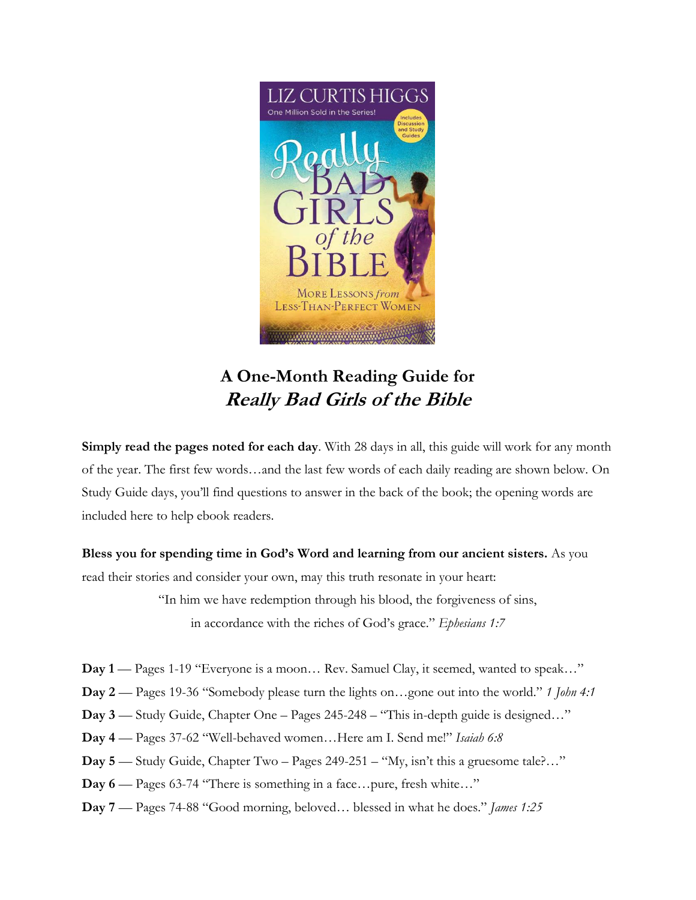# A One-Month Reading Guide for *Really Bad Girls of the Bible*

**Simply read the pages noted for each day**. With 28 days in all, this guide will work for any month of the year. The first few words…and the last few words of each daily reading are shown below. On Study Guide days, you'll find questions to answer in the back of the book; the opening words are included here to help ebook readers.

**Bless you for spending time in God's Word and learning from our ancient sisters.** As you read their stories and consider your own, may this truth resonate in your heart:

"In him we have redemption through his blood, the forgiveness of sins, in accordance with the riches of God's grace." *Ephesians 1:7*

**Day 1** — Pages 1-19 "Everyone is a moon… Rev. Samuel Clay, it seemed, wanted to speak…"

**Day 2** — Pages 19-36 "Somebody please turn the lights on…gone out into the world." *1 John 4:1*

**Day 3** — Study Guide, Chapter One – Pages 245-248 – "This in-depth guide is designed…"

**Day 4** — Pages 37-62 "Well-behaved women…Here am I. Send me!" *Isaiah 6:8*

**Day 5** — Study Guide, Chapter Two – Pages 249-251 – "My, isn't this a gruesome tale?…"

**Day 6** — Pages 63-74 "There is something in a face…pure, fresh white…"

**Day 7** — Pages 74-88 "Good morning, beloved… blessed in what he does." *James 1:25*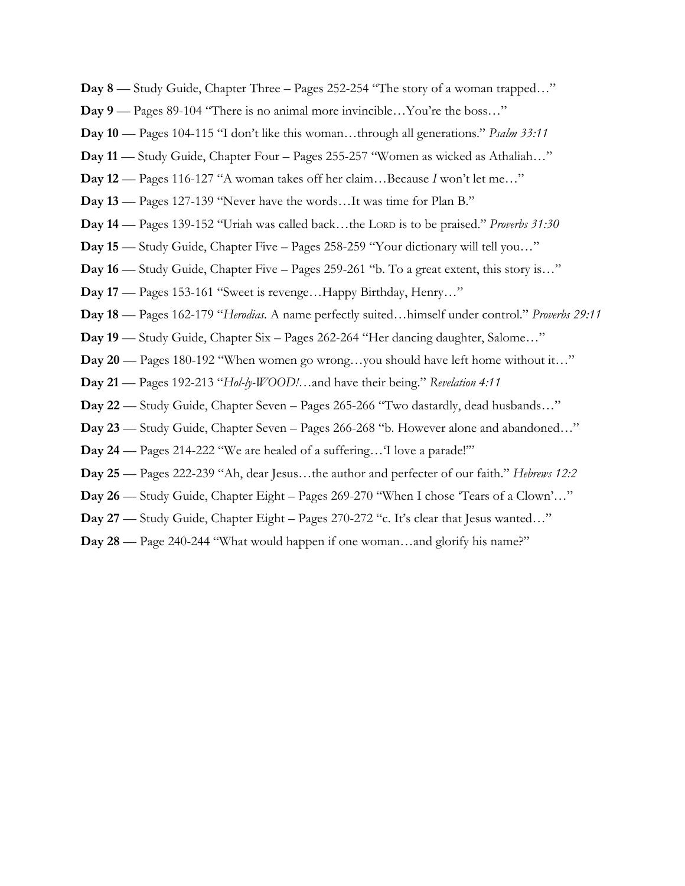**Day 8** — Study Guide, Chapter Three – Pages 252-254 "The story of a woman trapped…"

**Day 9** — Pages 89-104 "There is no animal more invincible…You're the boss…"

**Day 10** — Pages 104-115 "I don't like this woman…through all generations." *Psalm 33:11*

**Day 11** — Study Guide, Chapter Four – Pages 255-257 "Women as wicked as Athaliah…"

**Day 12** — Pages 116-127 "A woman takes off her claim…Because *I* won't let me…"

**Day 13** — Pages 127-139 "Never have the words…It was time for Plan B."

**Day 14** — Pages 139-152 "Uriah was called back…the LORD is to be praised." *Proverbs 31:30*

**Day 15** — Study Guide, Chapter Five – Pages 258-259 "Your dictionary will tell you…"

**Day 16** — Study Guide, Chapter Five – Pages 259-261 "b. To a great extent, this story is…"

**Day 17** — Pages 153-161 "Sweet is revenge…Happy Birthday, Henry…"

**Day 18** — Pages 162-179 "*Herodias*. A name perfectly suited…himself under control." *Proverbs 29:11*

**Day 19** — Study Guide, Chapter Six – Pages 262-264 "Her dancing daughter, Salome…"

**Day 20** — Pages 180-192 "When women go wrong…you should have left home without it…"

**Day 21** — Pages 192-213 "*Hol-ly-WOOD!*…and have their being." *Revelation 4:11*

**Day 22** — Study Guide, Chapter Seven – Pages 265-266 "Two dastardly, dead husbands…"

**Day 23** — Study Guide, Chapter Seven – Pages 266-268 "b. However alone and abandoned…"

**Day 24** — Pages 214-222 "We are healed of a suffering…'I love a parade!'"

**Day 25** — Pages 222-239 "Ah, dear Jesus…the author and perfecter of our faith." *Hebrews 12:2*

**Day 26** — Study Guide, Chapter Eight – Pages 269-270 "When I chose 'Tears of a Clown'…"

**Day 27** — Study Guide, Chapter Eight – Pages 270-272 "c. It's clear that Jesus wanted…"

**Day 28** — Page 240-244 "What would happen if one woman…and glorify his name?"